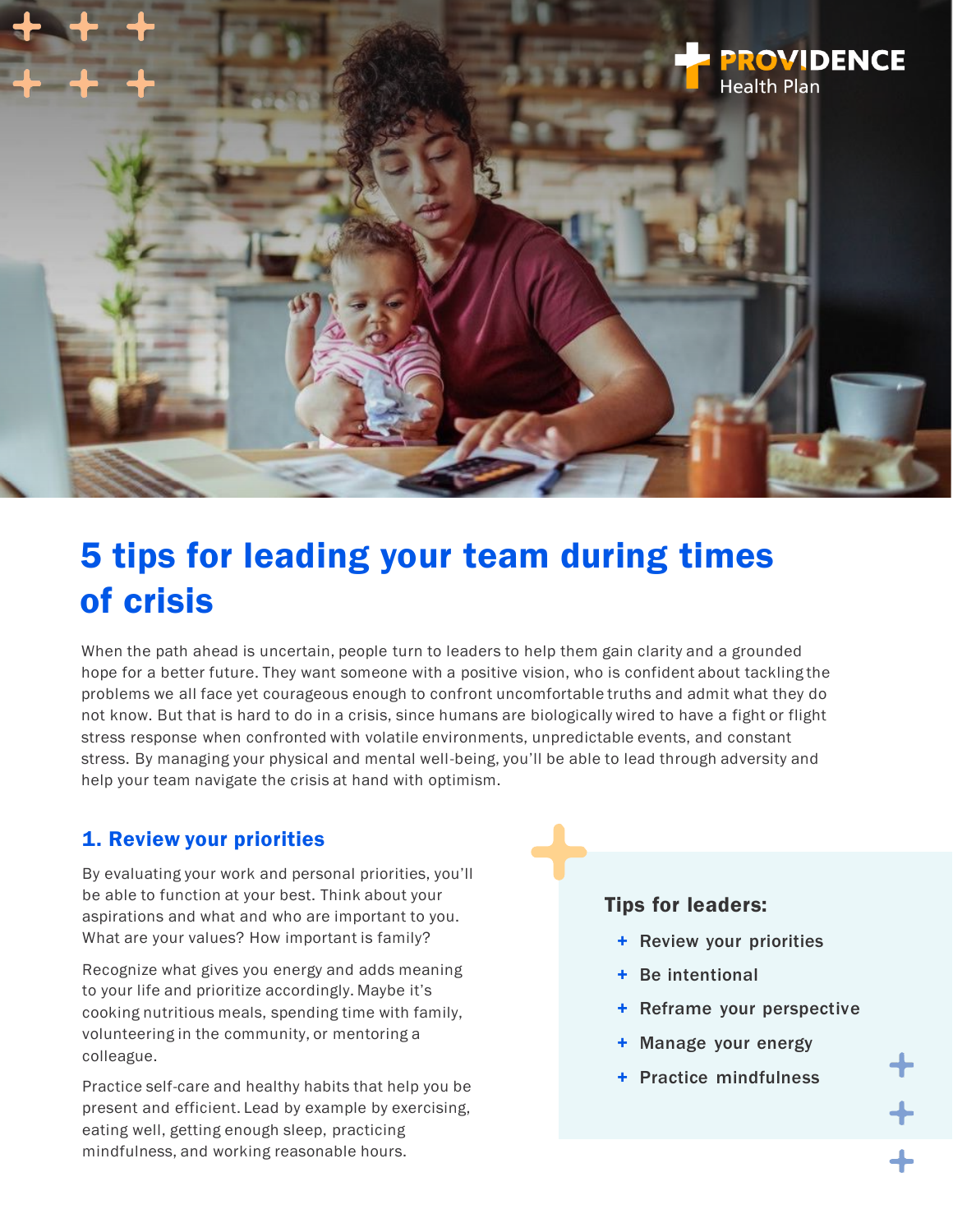# 5 tips for leading your team during times of crisis

When the path ahead is uncertain, people turn to leaders to help them gain clarity and a grounded hope for a better future. They want someone with a positive vision, who is confident about tackling the problems we all face yet courageous enough to confront uncomfortable truths and admit what they do not know. But that is hard to do in a crisis, since humans are biologically wired to have a fight or flight stress response when confronted with volatile environments, unpredictable events, and constant stress. By managing your physical and mental well-being, you'll be able to lead through adversity and help your team navigate the crisis at hand with optimism.

## 1. Review your priorities

By evaluating your work and personal priorities, you'll be able to function at your best. Think about your aspirations and what and who are important to you. What are your values? How important is family?

Recognize what gives you energy and adds meaning to your life and prioritize accordingly. Maybe it's cooking nutritious meals, spending time with family, volunteering in the community, or mentoring a colleague.

Practice self-care and healthy habits that help you be present and efficient. Lead by example by exercising, eating well, getting enough sleep, practicing mindfulness, and working reasonable hours.

### Tips for leaders:

- Review your priorities
- Be intentional
- Reframe your perspective
- Manage your energy
- Practice mindfulness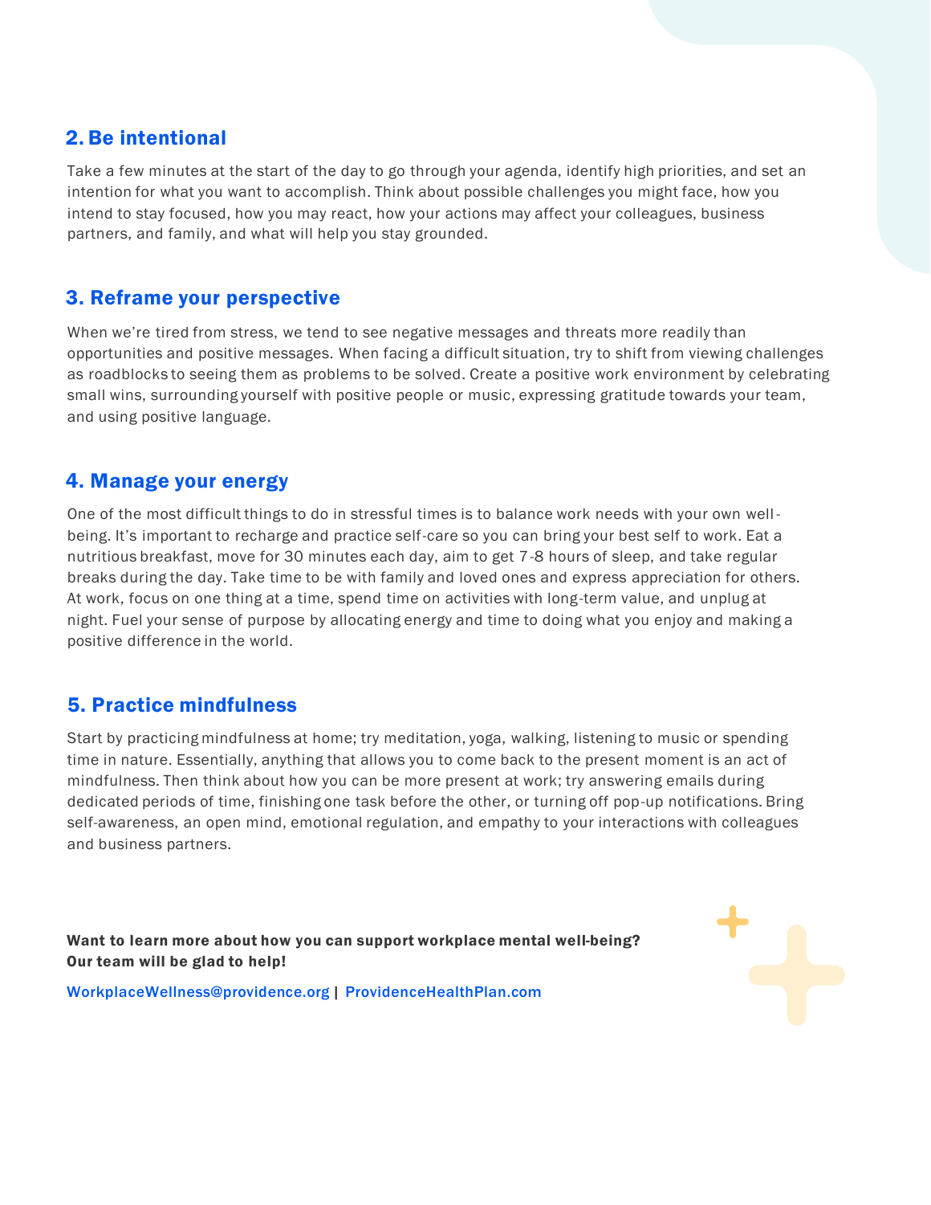## 2. Be intentional

Take a few minutes at the start of the day to go through your agenda, identify high priorities, and set an intention for what you want to accomplish. Think about possible challenges you might face, how you intend to stay focused, how you may react, how your actions may affect your colleagues, business partners, and family, and what will help you stay grounded.

## 3. Reframe your perspective

When we're tired from stress, we tend to see negative messages and threats more readily than opportunities and positive messages. When facing a difficult situation, try to shift from viewing challenges as roadblocks to seeing them as problems to be solved. Create a positive work environment by celebrating small wins, surrounding yourself with positive people or music, expressing gratitude towards your team, and using positive language.

## 4. Manage your energy

One of the most difficult things to do in stressful times is to balance work needs with your own well-being. It's important to recharge and practice self-care so you can bring your best self to work. Eat a nutritious breakfast, move for 30 minutes each day, aim to get 7-8 hours of sleep, and take regular breaks during the day. Take time to be with family and loved ones and express appreciation for others. At work, focus on one thing at a time, spend time on activities with long-term value, and unplug at night. Fuel your sense of purpose by allocating energy and time to doing what you enjoy and making a positive difference in the world.

## 5. Practice mindfulness

Start by practicing mindfulness at home; try meditation, yoga, walking, listening to music or spending time in nature. Essentially, anything that allows you to come back to the present moment is an act of mindfulness. Then think about how you can be more present at work; try answering emails during dedicated periods of time, finishing one task before the other, or turning off pop-up notifications. Bring self-awareness, an open mind, emotional regulation, and empathy to your interactions with colleagues and business partners.

**Want to learn more about how you can support workplace mental well-being?**
**Our team will be glad to help!**

WorkplaceWellness@providence.org | ProvidenceHealthPlan.com